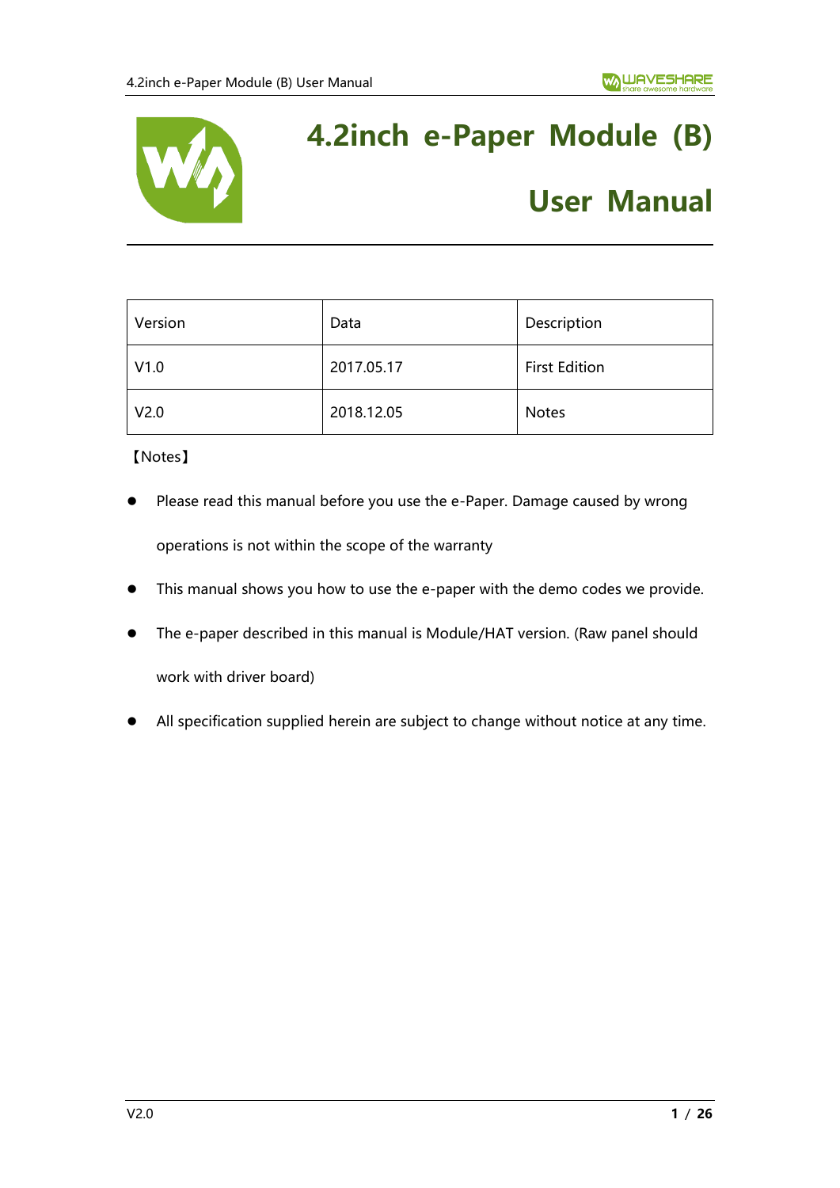# 4.2inch e-Paper Module (B)

# User Manual

| Version | Data | Description |
|---|---|---|
| V1.0 | 2017.05.17 | First Edition |
| V2.0 | 2018.12.05 | Notes |

【Notes】

- Please read this manual before you use the e-Paper. Damage caused by wrong operations is not within the scope of the warranty
- This manual shows you how to use the e-paper with the demo codes we provide.
- The e-paper described in this manual is Module/HAT version. (Raw panel should work with driver board)
- All specification supplied herein are subject to change without notice at any time.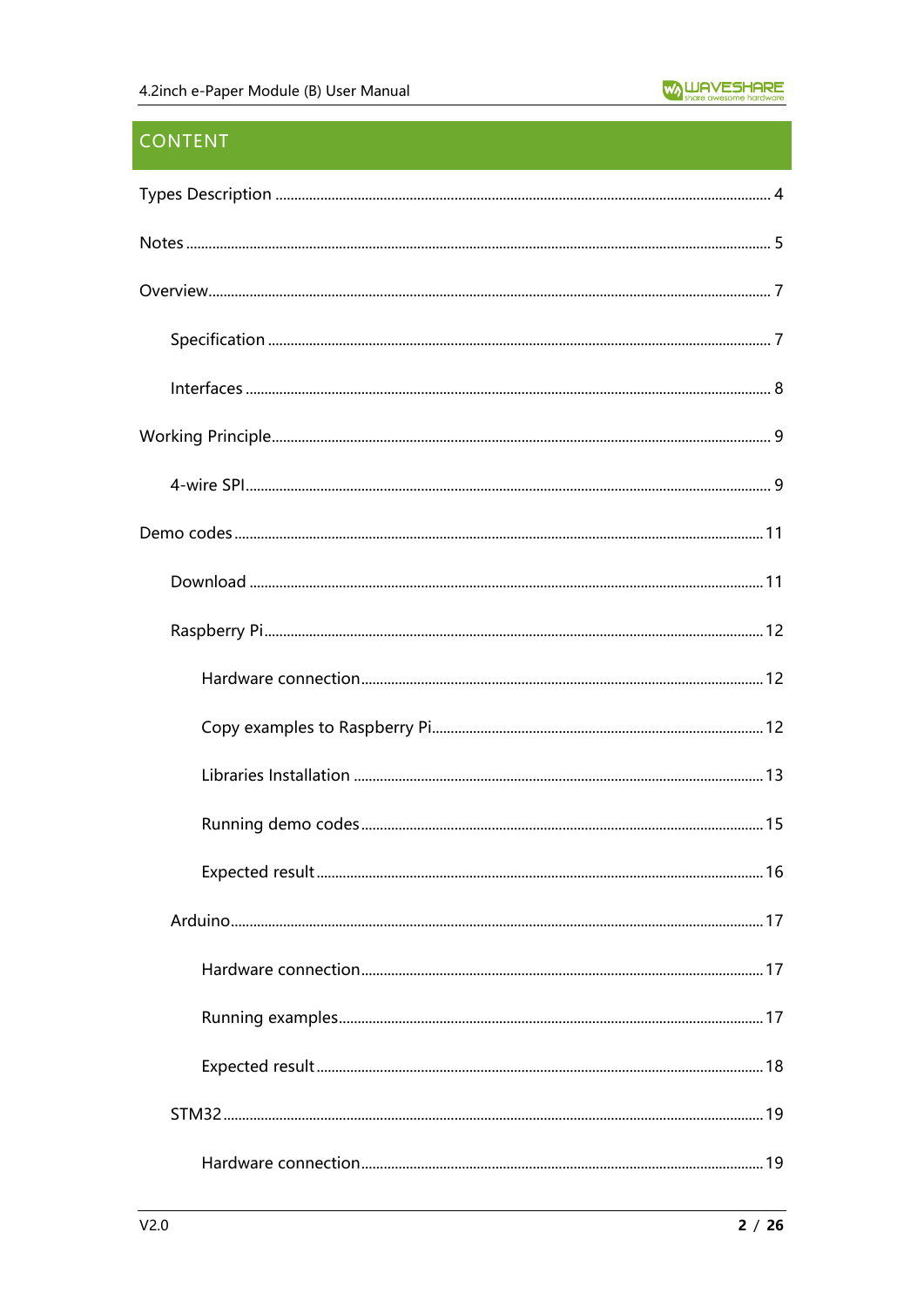# CONTENT

Types Description ........................................................................................................ 4

Notes ........................................................................................................ 5

Overview ........................................................................................................ 7

- Specification ........................................................................................................ 7
- Interfaces ........................................................................................................ 8

Working Principle ........................................................................................................ 9

- 4-wire SPI ........................................................................................................ 9

Demo codes ........................................................................................................ 11

- Download ........................................................................................................ 11
- Raspberry Pi ........................................................................................................ 12
  - Hardware connection ........................................................................................................ 12
  - Copy examples to Raspberry Pi ........................................................................................................ 12
  - Libraries Installation ........................................................................................................ 13
  - Running demo codes ........................................................................................................ 15
  - Expected result ........................................................................................................ 16
- Arduino ........................................................................................................ 17
  - Hardware connection ........................................................................................................ 17
  - Running examples ........................................................................................................ 17
  - Expected result ........................................................................................................ 18
- STM32 ........................................................................................................ 19
  - Hardware connection ........................................................................................................ 19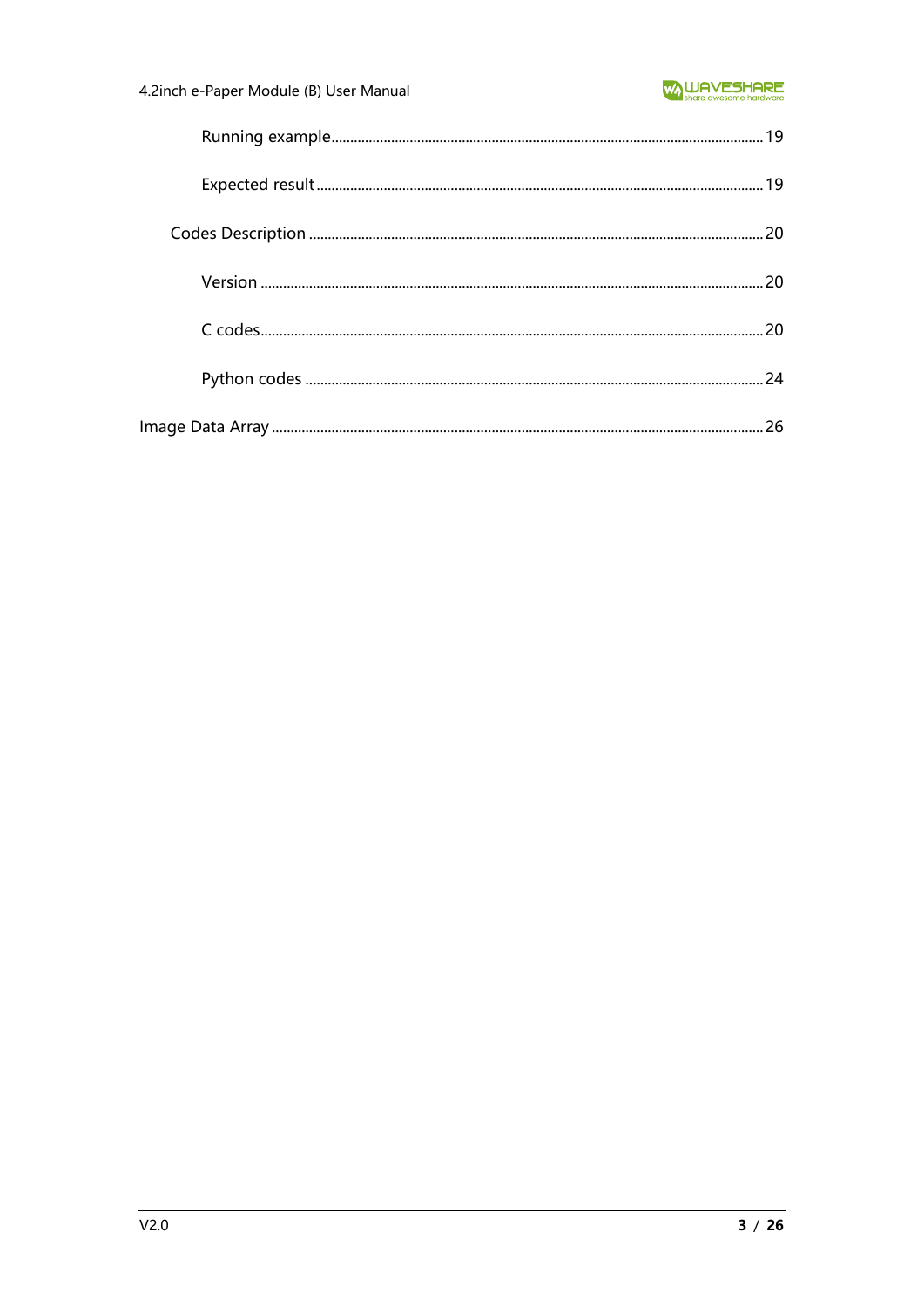Running example ........................................................ 19

Expected result ........................................................ 19

Codes Description ........................................................ 20

Version ........................................................ 20

C codes ........................................................ 20

Python codes ........................................................ 24

Image Data Array ........................................................ 26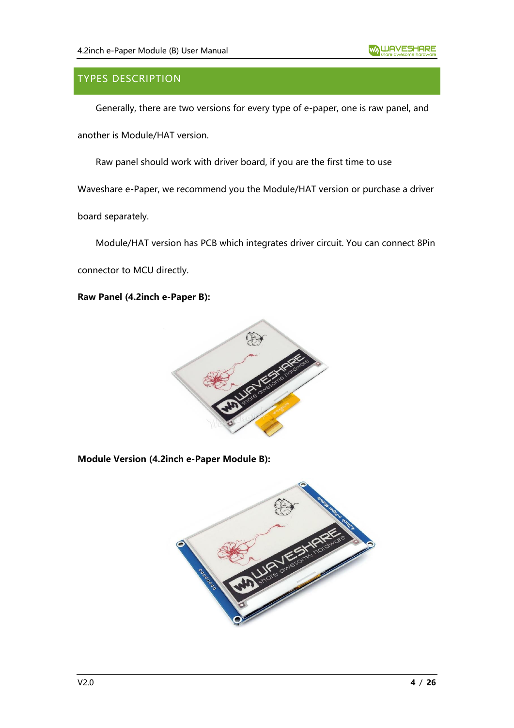## TYPES DESCRIPTION

Generally, there are two versions for every type of e-paper, one is raw panel, and another is Module/HAT version.

Raw panel should work with driver board, if you are the first time to use Waveshare e-Paper, we recommend you the Module/HAT version or purchase a driver board separately.

Module/HAT version has PCB which integrates driver circuit. You can connect 8Pin connector to MCU directly.

**Raw Panel (4.2inch e-Paper B):**

**Module Version (4.2inch e-Paper Module B):**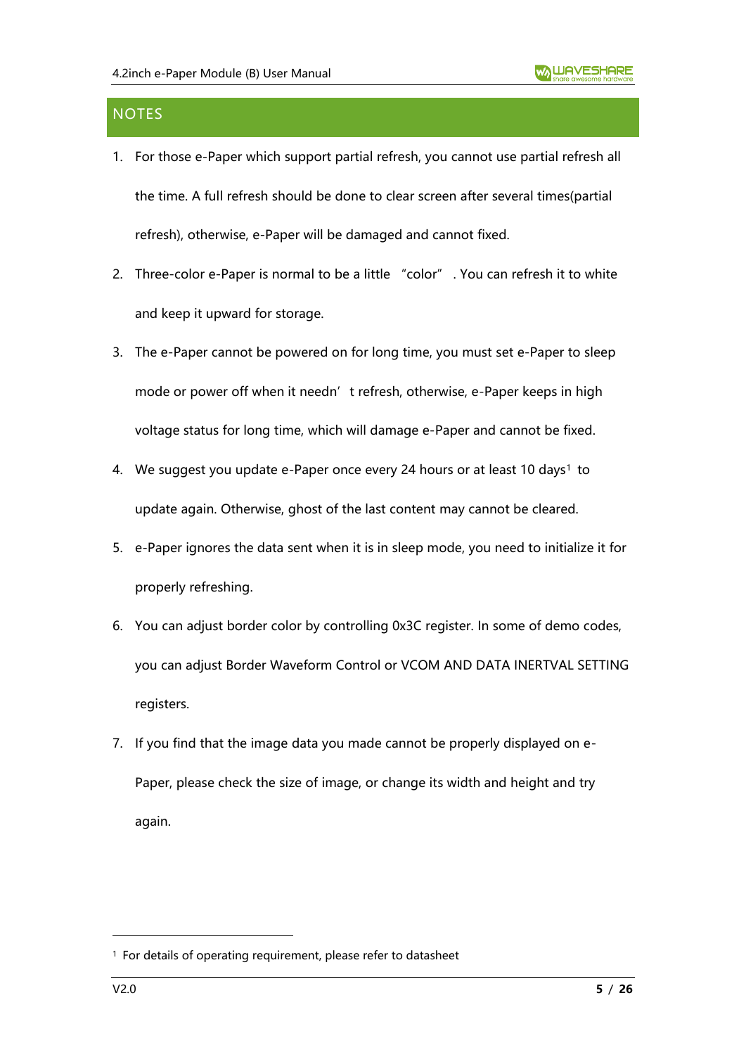## NOTES

1. For those e-Paper which support partial refresh, you cannot use partial refresh all the time. A full refresh should be done to clear screen after several times(partial refresh), otherwise, e-Paper will be damaged and cannot fixed.
2. Three-color e-Paper is normal to be a little "color". You can refresh it to white and keep it upward for storage.
3. The e-Paper cannot be powered on for long time, you must set e-Paper to sleep mode or power off when it needn't refresh, otherwise, e-Paper keeps in high voltage status for long time, which will damage e-Paper and cannot be fixed.
4. We suggest you update e-Paper once every 24 hours or at least 10 days[1] to update again. Otherwise, ghost of the last content may cannot be cleared.
5. e-Paper ignores the data sent when it is in sleep mode, you need to initialize it for properly refreshing.
6. You can adjust border color by controlling 0x3C register. In some of demo codes, you can adjust Border Waveform Control or VCOM AND DATA INERTVAL SETTING registers.
7. If you find that the image data you made cannot be properly displayed on e-Paper, please check the size of image, or change its width and height and try again.

[1] For details of operating requirement, please refer to datasheet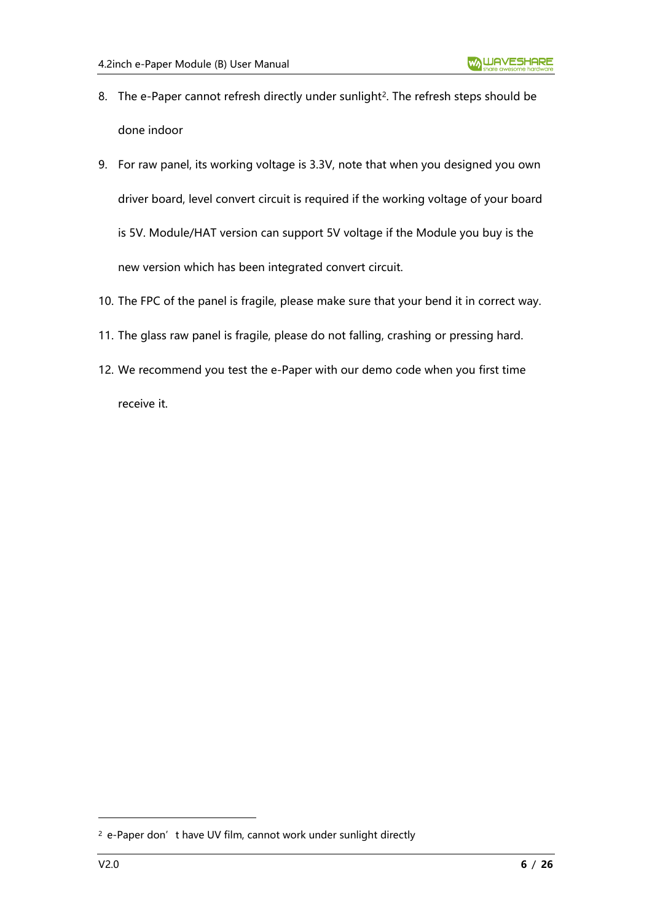8. The e-Paper cannot refresh directly under sunlight[2]. The refresh steps should be done indoor
9. For raw panel, its working voltage is 3.3V, note that when you designed you own driver board, level convert circuit is required if the working voltage of your board is 5V. Module/HAT version can support 5V voltage if the Module you buy is the new version which has been integrated convert circuit.
10. The FPC of the panel is fragile, please make sure that your bend it in correct way.
11. The glass raw panel is fragile, please do not falling, crashing or pressing hard.
12. We recommend you test the e-Paper with our demo code when you first time receive it.

---

[2] e-Paper don't have UV film, cannot work under sunlight directly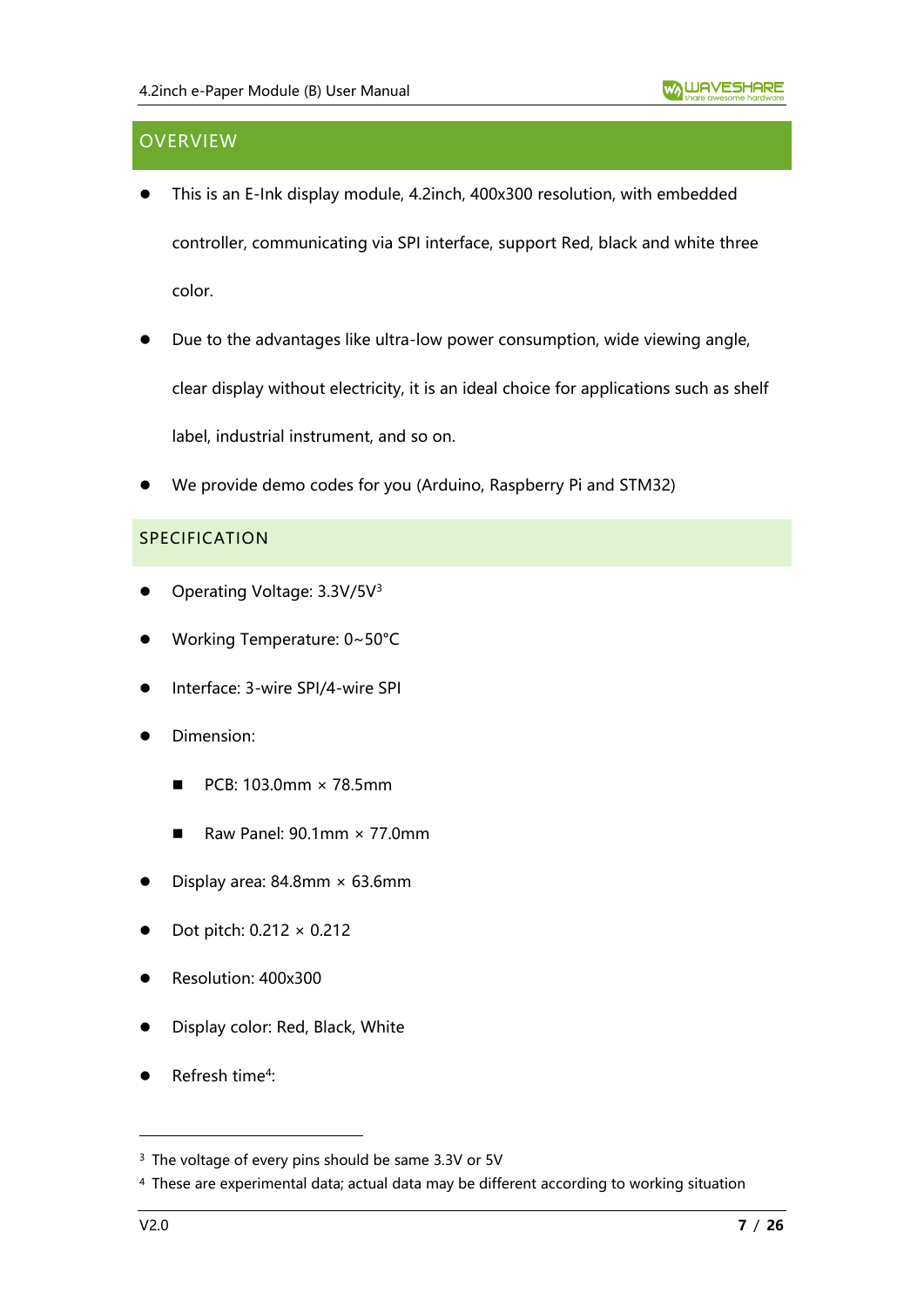## OVERVIEW

- This is an E-Ink display module, 4.2inch, 400x300 resolution, with embedded controller, communicating via SPI interface, support Red, black and white three color.
- Due to the advantages like ultra-low power consumption, wide viewing angle, clear display without electricity, it is an ideal choice for applications such as shelf label, industrial instrument, and so on.
- We provide demo codes for you (Arduino, Raspberry Pi and STM32)

## SPECIFICATION

- Operating Voltage: 3.3V/5V[3]
- Working Temperature: 0~50°C
- Interface: 3-wire SPI/4-wire SPI
- Dimension:
  - PCB: 103.0mm × 78.5mm
  - Raw Panel: 90.1mm × 77.0mm
- Display area: 84.8mm × 63.6mm
- Dot pitch: 0.212 × 0.212
- Resolution: 400x300
- Display color: Red, Black, White
- Refresh time[4]:

---

[3] The voltage of every pins should be same 3.3V or 5V

[4] These are experimental data; actual data may be different according to working situation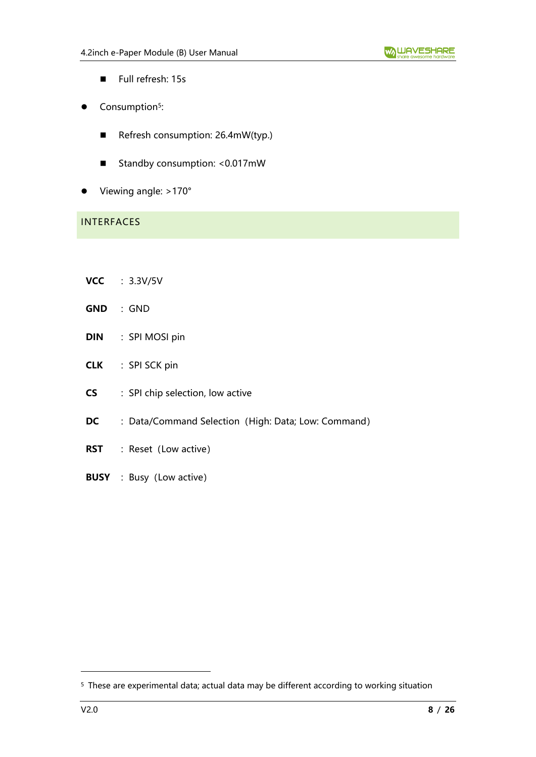- Full refresh: 15s

- Consumption[5]:
  - Refresh consumption: 26.4mW(typ.)
  - Standby consumption: <0.017mW
- Viewing angle: >170°

## INTERFACES

**VCC** : 3.3V/5V

**GND** : GND

**DIN** : SPI MOSI pin

**CLK** : SPI SCK pin

**CS** : SPI chip selection, low active

**DC** : Data/Command Selection（High: Data; Low: Command）

**RST** : Reset（Low active）

**BUSY** : Busy（Low active）

---

[5] These are experimental data; actual data may be different according to working situation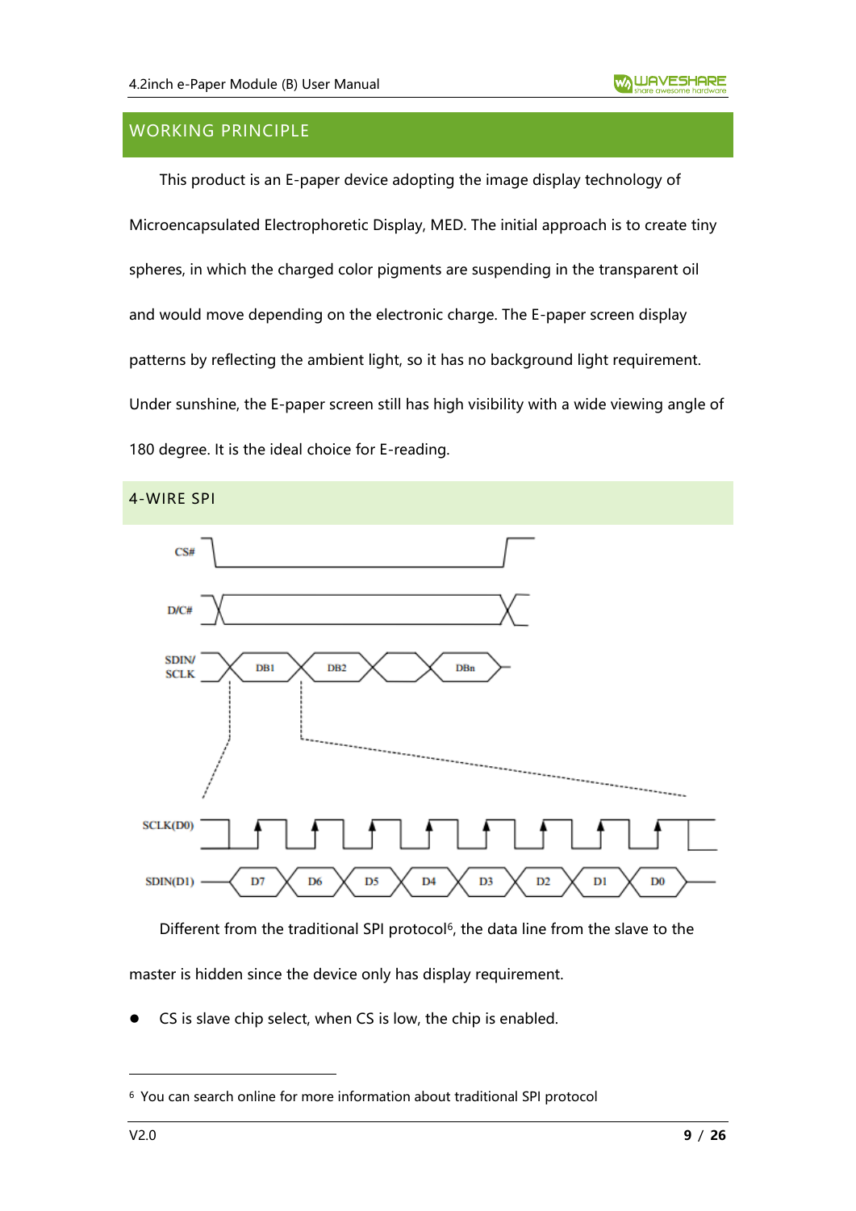## WORKING PRINCIPLE

This product is an E-paper device adopting the image display technology of Microencapsulated Electrophoretic Display, MED. The initial approach is to create tiny spheres, in which the charged color pigments are suspending in the transparent oil and would move depending on the electronic charge. The E-paper screen display patterns by reflecting the ambient light, so it has no background light requirement. Under sunshine, the E-paper screen still has high visibility with a wide viewing angle of 180 degree. It is the ideal choice for E-reading.

### 4-WIRE SPI

Different from the traditional SPI protocol[6], the data line from the slave to the master is hidden since the device only has display requirement.

- CS is slave chip select, when CS is low, the chip is enabled.

[6] You can search online for more information about traditional SPI protocol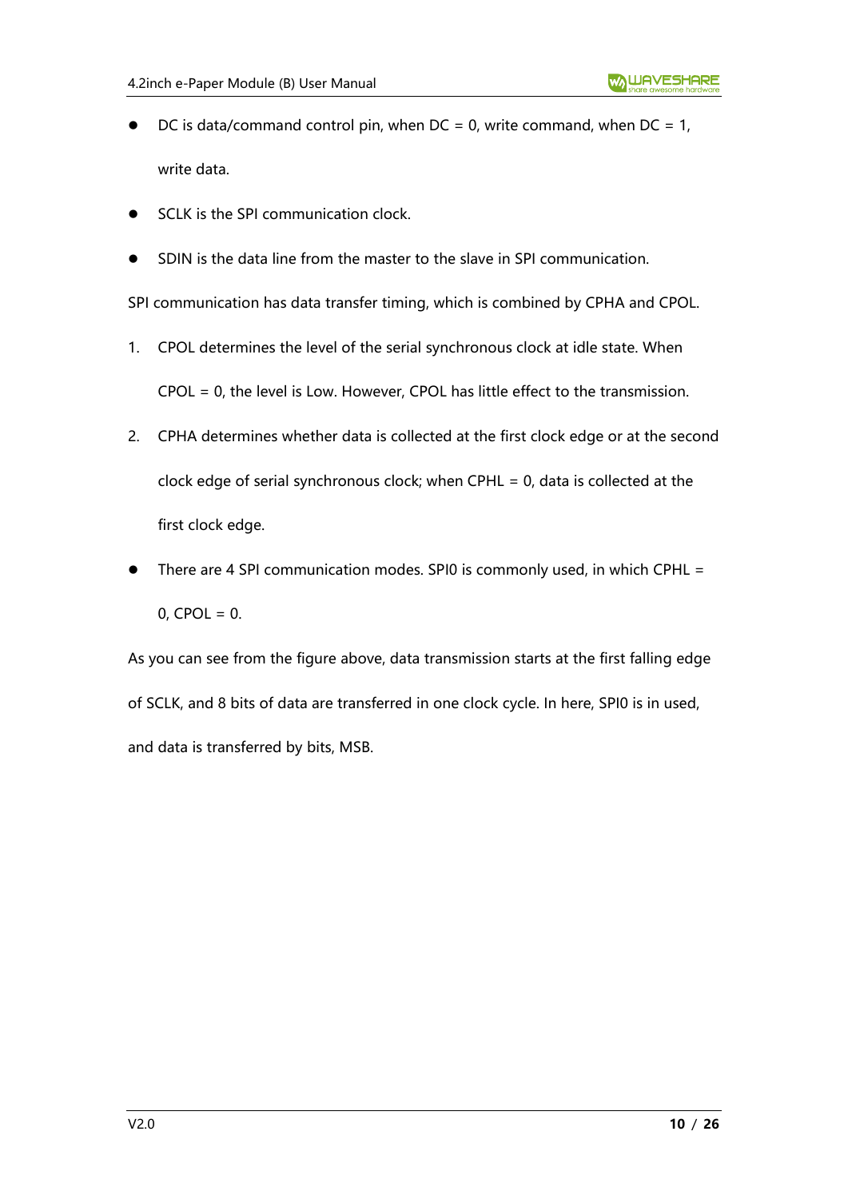- DC is data/command control pin, when DC = 0, write command, when DC = 1, write data.
- SCLK is the SPI communication clock.
- SDIN is the data line from the master to the slave in SPI communication.

SPI communication has data transfer timing, which is combined by CPHA and CPOL.

1. CPOL determines the level of the serial synchronous clock at idle state. When CPOL = 0, the level is Low. However, CPOL has little effect to the transmission.
2. CPHA determines whether data is collected at the first clock edge or at the second clock edge of serial synchronous clock; when CPHL = 0, data is collected at the first clock edge.

- There are 4 SPI communication modes. SPI0 is commonly used, in which CPHL = 0, CPOL = 0.

As you can see from the figure above, data transmission starts at the first falling edge of SCLK, and 8 bits of data are transferred in one clock cycle. In here, SPI0 is in used, and data is transferred by bits, MSB.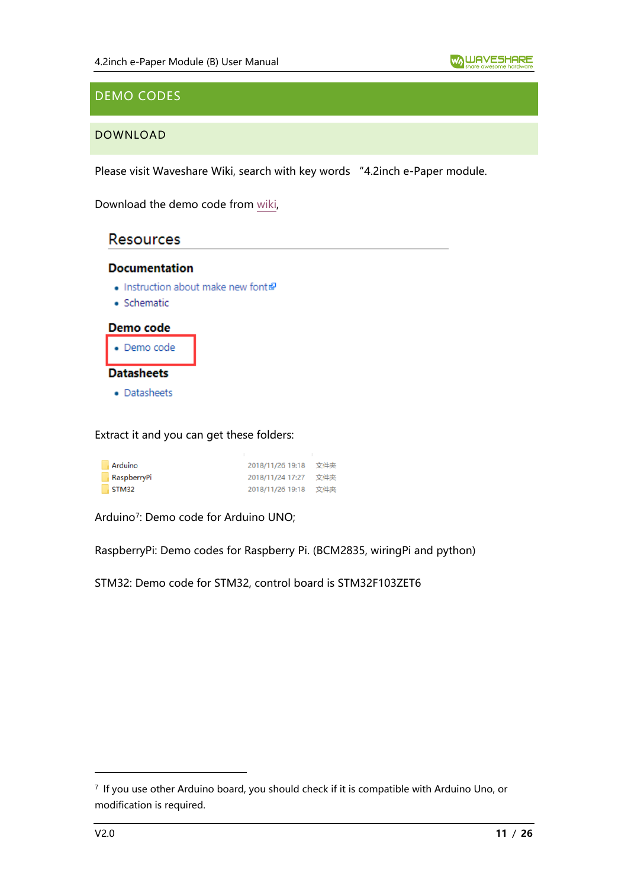## DEMO CODES

### DOWNLOAD

Please visit Waveshare Wiki, search with key words "4.2inch e-Paper module.

Download the demo code from wiki,

Resources

**Documentation**

- Instruction about make new font
- Schematic

**Demo code**

- Demo code

**Datasheets**

- Datasheets

Extract it and you can get these folders:

| Arduino | 2018/11/26 19:18 | 文件夹 |
| --- | --- | --- |
| RaspberryPi | 2018/11/24 17:27 | 文件夹 |
| STM32 | 2018/11/26 19:18 | 文件夹 |

Arduino[7]: Demo code for Arduino UNO;

RaspberryPi: Demo codes for Raspberry Pi. (BCM2835, wiringPi and python)

STM32: Demo code for STM32, control board is STM32F103ZET6

[7] If you use other Arduino board, you should check if it is compatible with Arduino Uno, or modification is required.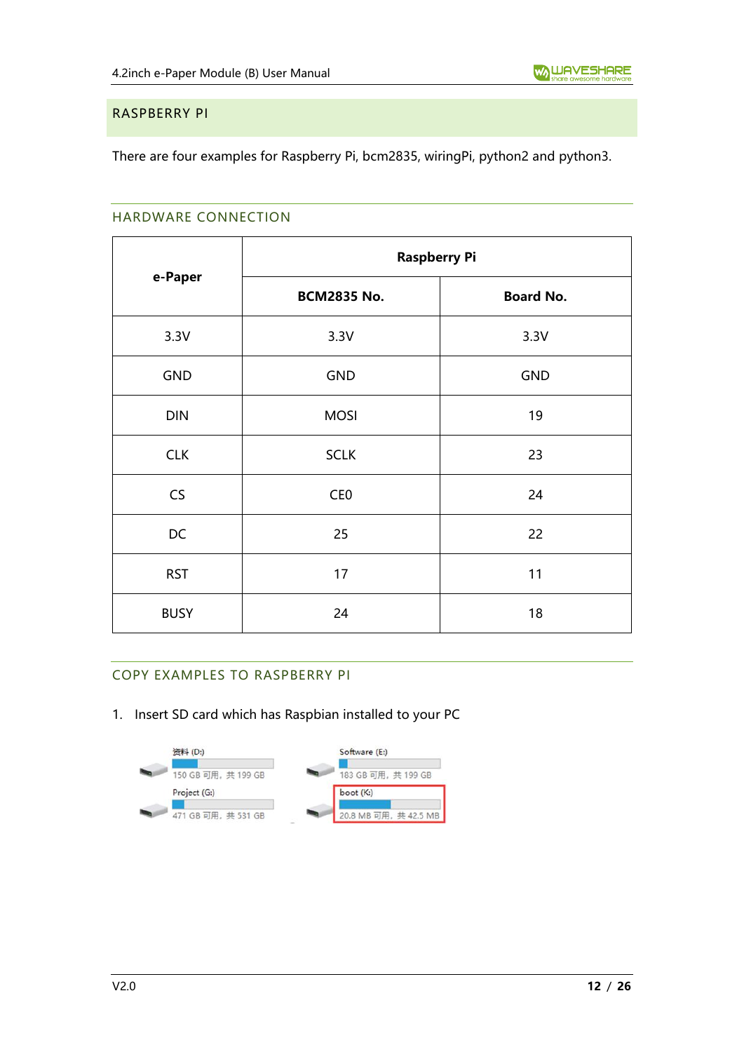## RASPBERRY PI

There are four examples for Raspberry Pi, bcm2835, wiringPi, python2 and python3.

### HARDWARE CONNECTION

| e-Paper | Raspberry Pi | |
|---|---|---|
| | **BCM2835 No.** | **Board No.** |
| 3.3V | 3.3V | 3.3V |
| GND | GND | GND |
| DIN | MOSI | 19 |
| CLK | SCLK | 23 |
| CS | CE0 | 24 |
| DC | 25 | 22 |
| RST | 17 | 11 |
| BUSY | 24 | 18 |

### COPY EXAMPLES TO RASPBERRY PI

1. Insert SD card which has Raspbian installed to your PC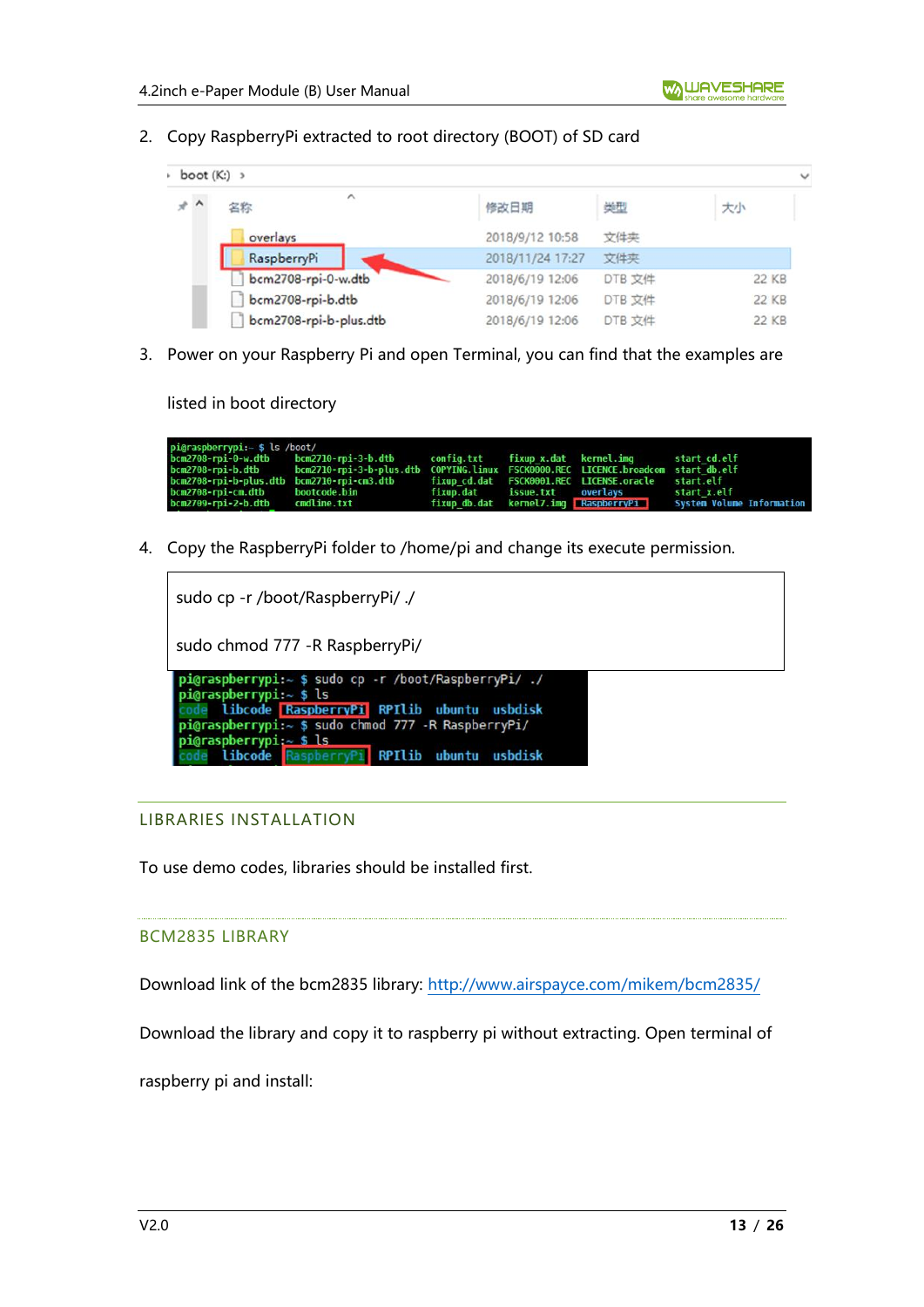2. Copy RaspberryPi extracted to root directory (BOOT) of SD card

3. Power on your Raspberry Pi and open Terminal, you can find that the examples are listed in boot directory

4. Copy the RaspberryPi folder to /home/pi and change its execute permission.

```
sudo cp -r /boot/RaspberryPi/ ./

sudo chmod 777 -R RaspberryPi/
```

## LIBRARIES INSTALLATION

To use demo codes, libraries should be installed first.

### BCM2835 LIBRARY

Download link of the bcm2835 library: http://www.airspayce.com/mikem/bcm2835/

Download the library and copy it to raspberry pi without extracting. Open terminal of raspberry pi and install: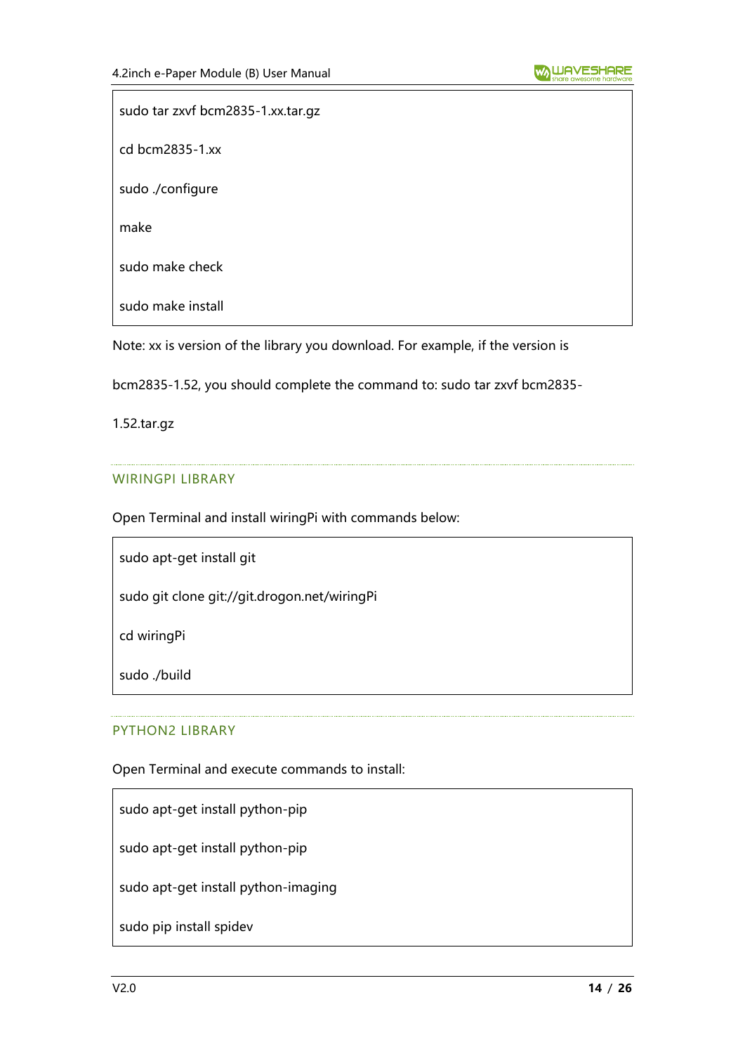```
sudo tar zxvf bcm2835-1.xx.tar.gz
cd bcm2835-1.xx
sudo ./configure
make
sudo make check
sudo make install
```

Note: xx is version of the library you download. For example, if the version is bcm2835-1.52, you should complete the command to: sudo tar zxvf bcm2835-1.52.tar.gz

### WIRINGPI LIBRARY

Open Terminal and install wiringPi with commands below:

```
sudo apt-get install git
sudo git clone git://git.drogon.net/wiringPi
cd wiringPi
sudo ./build
```

### PYTHON2 LIBRARY

Open Terminal and execute commands to install:

```
sudo apt-get install python-pip
sudo apt-get install python-pip
sudo apt-get install python-imaging
sudo pip install spidev
```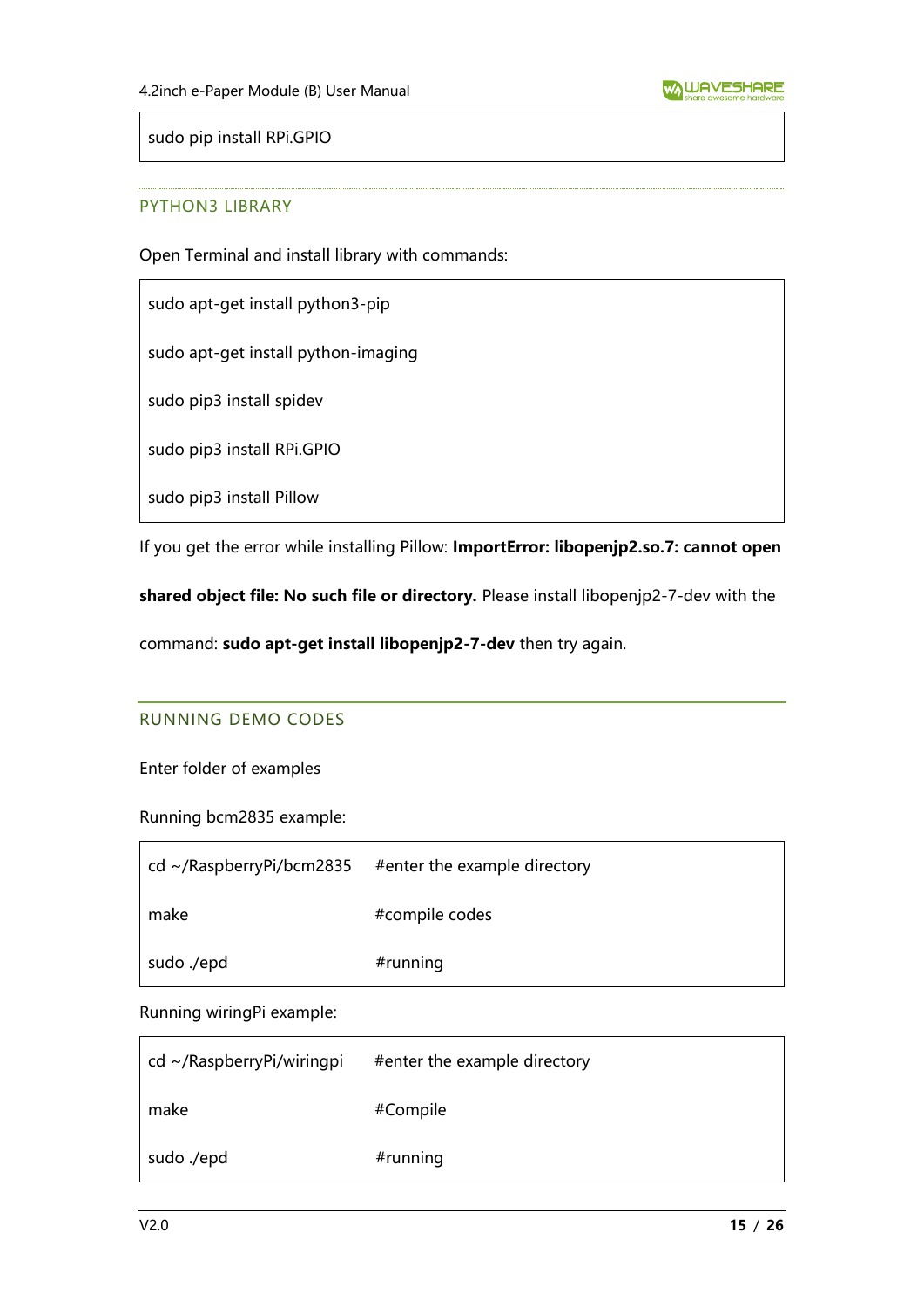```
sudo pip install RPi.GPIO
```

### PYTHON3 LIBRARY

Open Terminal and install library with commands:

```
sudo apt-get install python3-pip

sudo apt-get install python-imaging

sudo pip3 install spidev

sudo pip3 install RPi.GPIO

sudo pip3 install Pillow
```

If you get the error while installing Pillow: **ImportError: libopenjp2.so.7: cannot open shared object file: No such file or directory.** Please install libopenjp2-7-dev with the command: **sudo apt-get install libopenjp2-7-dev** then try again.

## RUNNING DEMO CODES

Enter folder of examples

Running bcm2835 example:

```
cd ~/RaspberryPi/bcm2835    #enter the example directory

make                        #compile codes

sudo ./epd                  #running
```

Running wiringPi example:

```
cd ~/RaspberryPi/wiringpi   #enter the example directory

make                        #Compile

sudo ./epd                  #running
```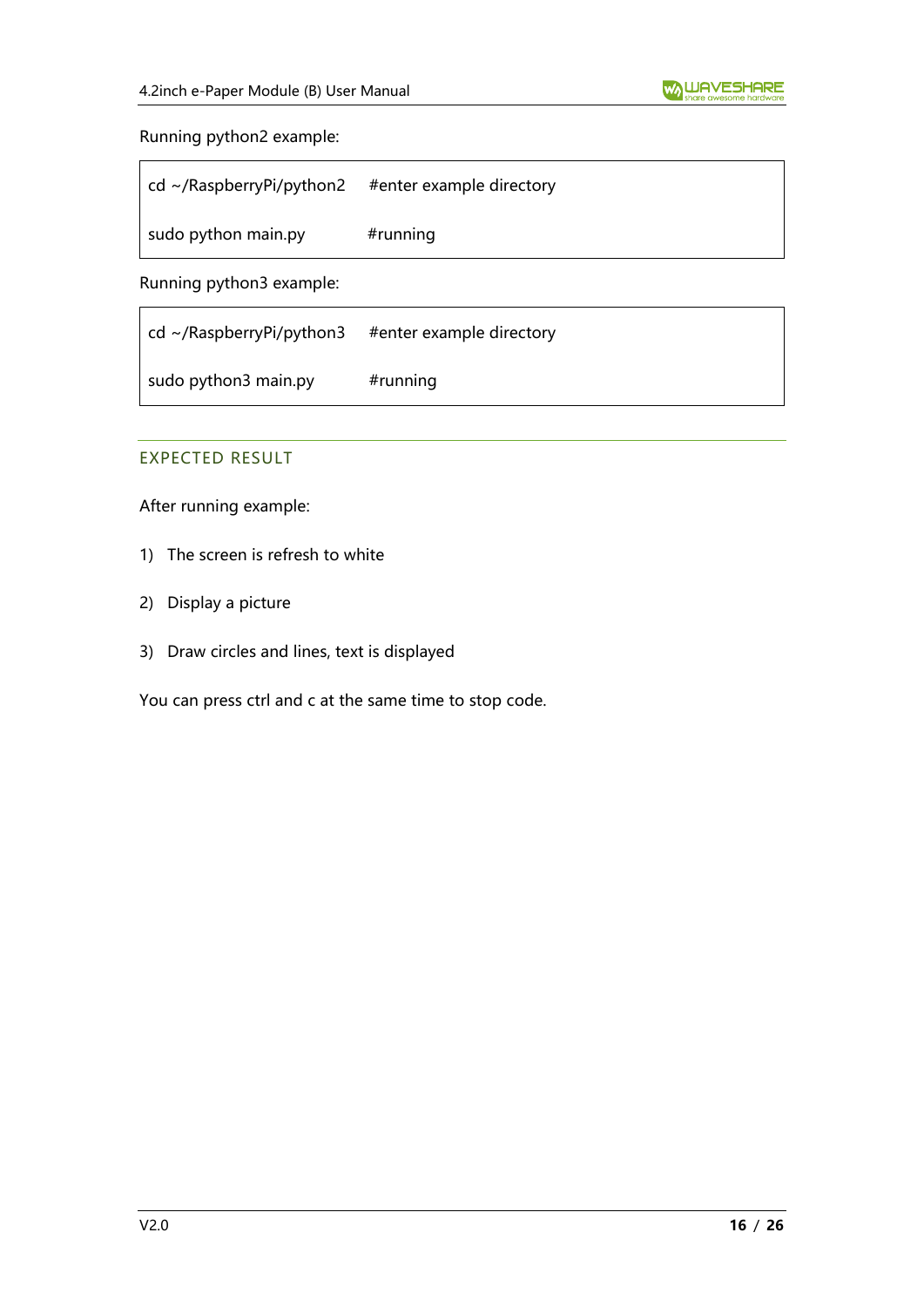Running python2 example:

```
cd ~/RaspberryPi/python2    #enter example directory
sudo python main.py         #running
```

Running python3 example:

```
cd ~/RaspberryPi/python3    #enter example directory
sudo python3 main.py        #running
```

## EXPECTED RESULT

After running example:

1) The screen is refresh to white
2) Display a picture
3) Draw circles and lines, text is displayed

You can press ctrl and c at the same time to stop code.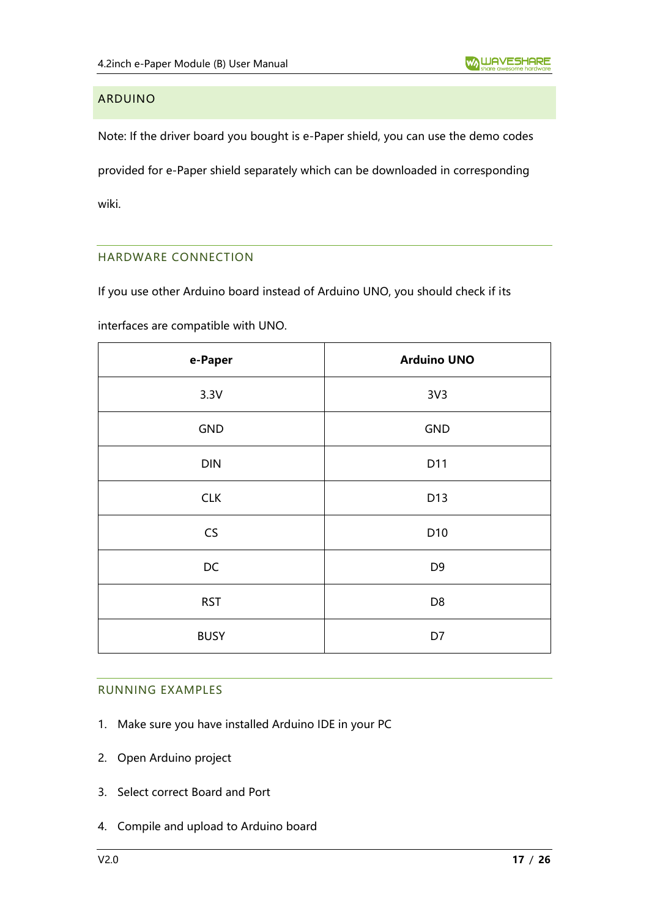## ARDUINO

Note: If the driver board you bought is e-Paper shield, you can use the demo codes provided for e-Paper shield separately which can be downloaded in corresponding wiki.

### HARDWARE CONNECTION

If you use other Arduino board instead of Arduino UNO, you should check if its interfaces are compatible with UNO.

| e-Paper | Arduino UNO |
|---|---|
| 3.3V | 3V3 |
| GND | GND |
| DIN | D11 |
| CLK | D13 |
| CS | D10 |
| DC | D9 |
| RST | D8 |
| BUSY | D7 |

### RUNNING EXAMPLES

1. Make sure you have installed Arduino IDE in your PC
2. Open Arduino project
3. Select correct Board and Port
4. Compile and upload to Arduino board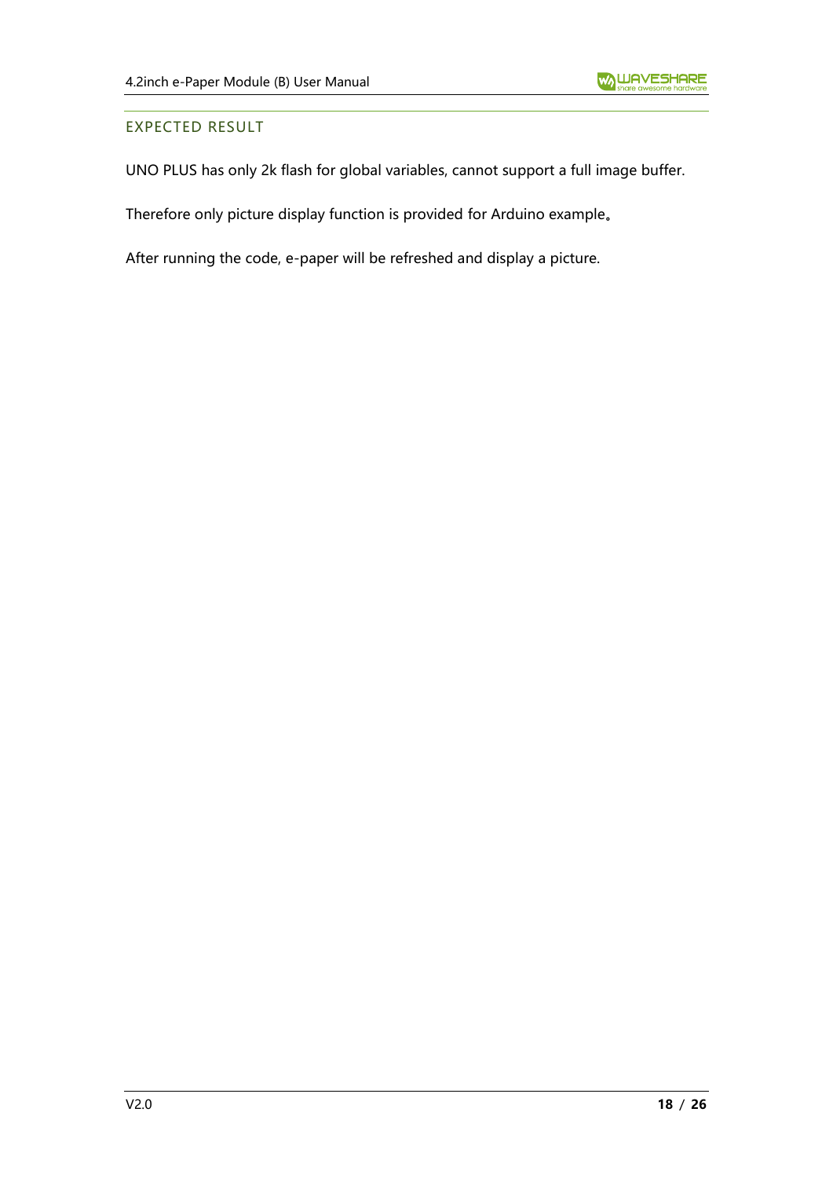## EXPECTED RESULT

UNO PLUS has only 2k flash for global variables, cannot support a full image buffer.

Therefore only picture display function is provided for Arduino example。

After running the code, e-paper will be refreshed and display a picture.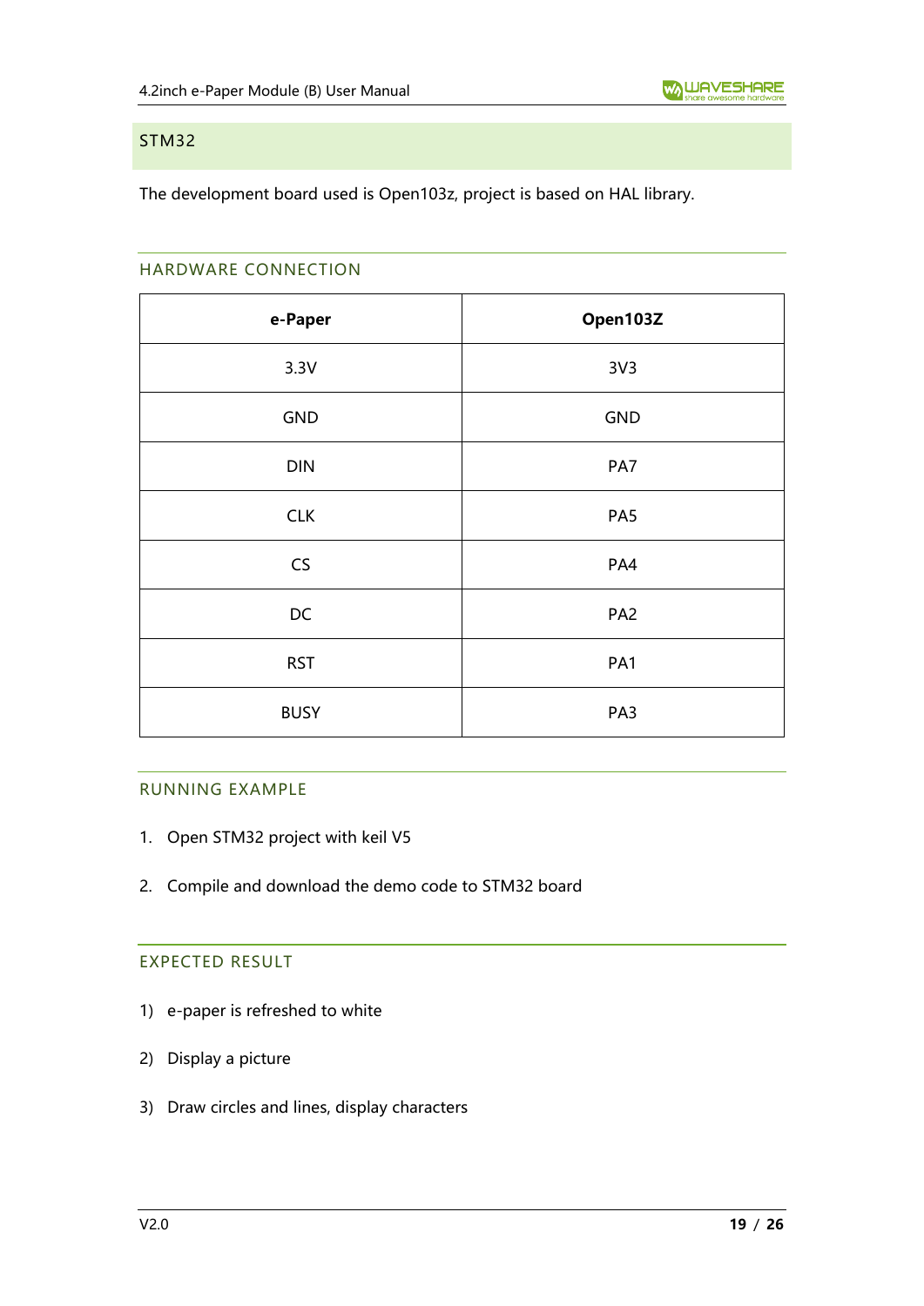## STM32

The development board used is Open103z, project is based on HAL library.

### HARDWARE CONNECTION

| e-Paper | Open103Z |
|---|---|
| 3.3V | 3V3 |
| GND | GND |
| DIN | PA7 |
| CLK | PA5 |
| CS | PA4 |
| DC | PA2 |
| RST | PA1 |
| BUSY | PA3 |

### RUNNING EXAMPLE

1. Open STM32 project with keil V5
2. Compile and download the demo code to STM32 board

### EXPECTED RESULT

1) e-paper is refreshed to white
2) Display a picture
3) Draw circles and lines, display characters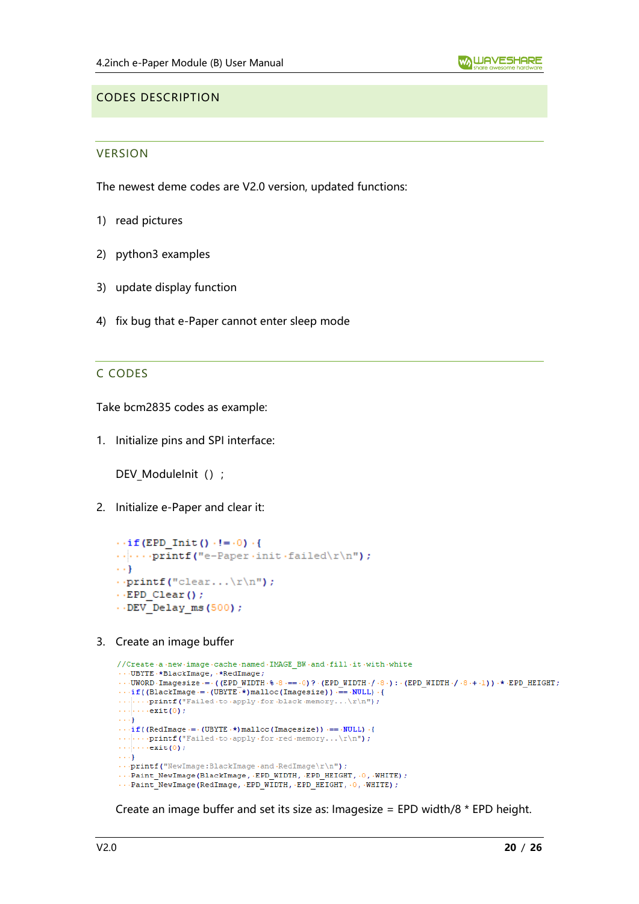## CODES DESCRIPTION

### VERSION

The newest deme codes are V2.0 version, updated functions:

1) read pictures
2) python3 examples
3) update display function
4) fix bug that e-Paper cannot enter sleep mode

### C CODES

Take bcm2835 codes as example:

1. Initialize pins and SPI interface:

   DEV_ModuleInit（）；

2. Initialize e-Paper and clear it:

```
  if(EPD_Init() != 0) {
      printf("e-Paper init failed\r\n");
  }
  printf("clear...\r\n");
  EPD_Clear();
  DEV_Delay_ms(500);
```

3. Create an image buffer

```
//Create a new image cache named IMAGE_BW and fill it with white
   UBYTE *BlackImage, *RedImage;
   UWORD Imagesize = ((EPD_WIDTH % 8 == 0)? (EPD_WIDTH / 8 ): (EPD_WIDTH / 8 + 1)) * EPD_HEIGHT;
   if((BlackImage = (UBYTE *)malloc(Imagesize)) == NULL) {
       printf("Failed to apply for black memory...\r\n");
       exit(0);
   }
   if((RedImage = (UBYTE *)malloc(Imagesize)) == NULL) {
       printf("Failed to apply for red memory...\r\n");
       exit(0);
   }
   printf("NewImage:BlackImage and RedImage\r\n");
   Paint_NewImage(BlackImage, EPD_WIDTH, EPD_HEIGHT, 0, WHITE);
   Paint_NewImage(RedImage, EPD_WIDTH, EPD_HEIGHT, 0, WHITE);
```

   Create an image buffer and set its size as: Imagesize = EPD width/8 * EPD height.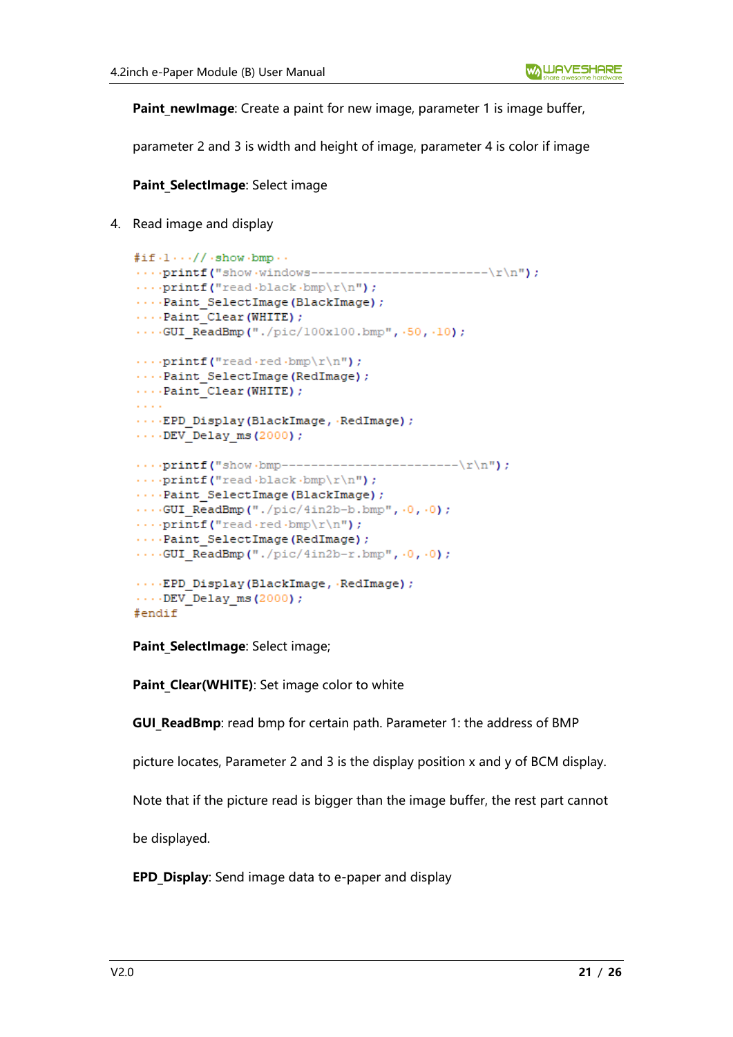**Paint_newImage**: Create a paint for new image, parameter 1 is image buffer, parameter 2 and 3 is width and height of image, parameter 4 is color if image

**Paint_SelectImage**: Select image

4. Read image and display

```
#if 1   // show bmp  
    printf("show windows------------------------\r\n");
    printf("read black bmp\r\n");
    Paint_SelectImage(BlackImage);
    Paint_Clear(WHITE);
    GUI_ReadBmp("./pic/100x100.bmp", 50, 10);

    printf("read red bmp\r\n");
    Paint_SelectImage(RedImage);
    Paint_Clear(WHITE);
    
    EPD_Display(BlackImage, RedImage);
    DEV_Delay_ms(2000);

    printf("show bmp------------------------\r\n");
    printf("read black bmp\r\n");
    Paint_SelectImage(BlackImage);
    GUI_ReadBmp("./pic/4in2b-b.bmp", 0, 0);
    printf("read red bmp\r\n");
    Paint_SelectImage(RedImage);
    GUI_ReadBmp("./pic/4in2b-r.bmp", 0, 0);

    EPD_Display(BlackImage, RedImage);
    DEV_Delay_ms(2000);
#endif
```

**Paint_SelectImage**: Select image;

**Paint_Clear(WHITE)**: Set image color to white

**GUI_ReadBmp**: read bmp for certain path. Parameter 1: the address of BMP picture locates, Parameter 2 and 3 is the display position x and y of BCM display. Note that if the picture read is bigger than the image buffer, the rest part cannot be displayed.

**EPD_Display**: Send image data to e-paper and display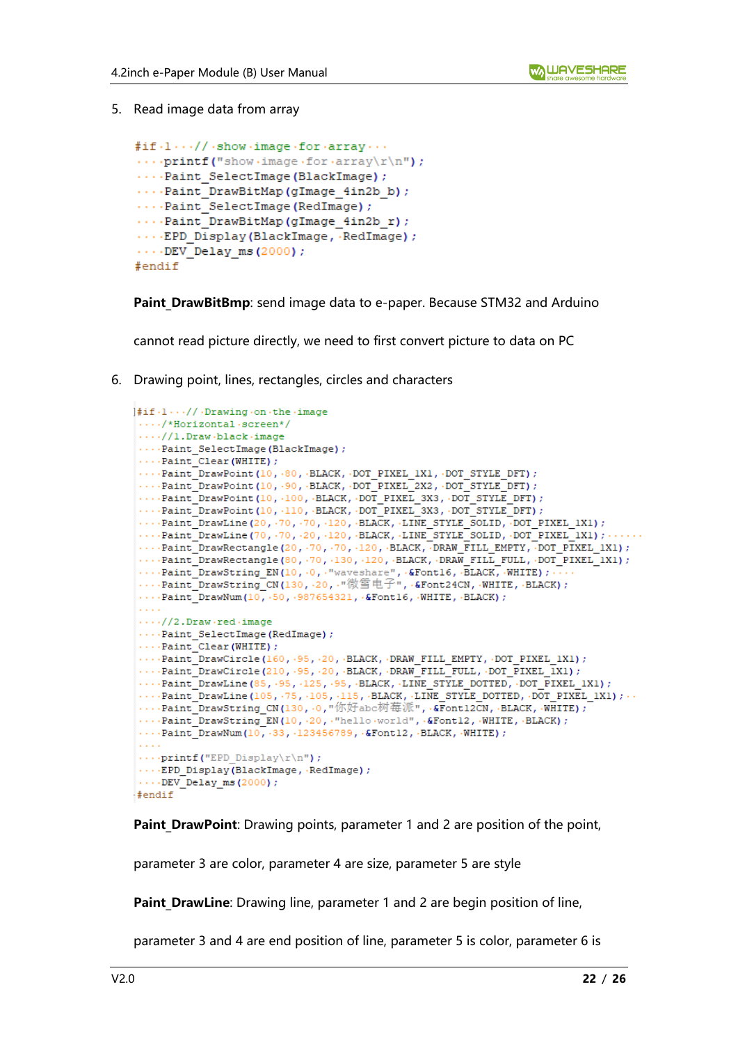5. Read image data from array

```
#if 1   // show image for array
    printf("show image for array\r\n");
    Paint_SelectImage(BlackImage);
    Paint_DrawBitMap(gImage_4in2b_b);
    Paint_SelectImage(RedImage);
    Paint_DrawBitMap(gImage_4in2b_r);
    EPD_Display(BlackImage, RedImage);
    DEV_Delay_ms(2000);
#endif
```

**Paint_DrawBitBmp**: send image data to e-paper. Because STM32 and Arduino cannot read picture directly, we need to first convert picture to data on PC

6. Drawing point, lines, rectangles, circles and characters

```
#if 1   // Drawing on the image
    /*Horizontal screen*/
    //1.Draw black image
    Paint_SelectImage(BlackImage);
    Paint_Clear(WHITE);
    Paint_DrawPoint(10, 80, BLACK, DOT_PIXEL_1X1, DOT_STYLE_DFT);
    Paint_DrawPoint(10, 90, BLACK, DOT_PIXEL_2X2, DOT_STYLE_DFT);
    Paint_DrawPoint(10, 100, BLACK, DOT_PIXEL_3X3, DOT_STYLE_DFT);
    Paint_DrawPoint(10, 110, BLACK, DOT_PIXEL_3X3, DOT_STYLE_DFT);
    Paint_DrawLine(20, 70, 70, 120, BLACK, LINE_STYLE_SOLID, DOT_PIXEL_1X1);
    Paint_DrawLine(70, 70, 20, 120, BLACK, LINE_STYLE_SOLID, DOT_PIXEL_1X1);
    Paint_DrawRectangle(20, 70, 70, 120, BLACK, DRAW_FILL_EMPTY, DOT_PIXEL_1X1);
    Paint_DrawRectangle(80, 70, 130, 120, BLACK, DRAW_FILL_FULL, DOT_PIXEL_1X1);
    Paint_DrawString_EN(10, 0, "waveshare", &Font16, BLACK, WHITE);
    Paint_DrawString_CN(130, 20, "微雪电子", &Font24CN, WHITE, BLACK);
    Paint_DrawNum(10, 50, 987654321, &Font16, WHITE, BLACK);

    //2.Draw red image
    Paint_SelectImage(RedImage);
    Paint_Clear(WHITE);
    Paint_DrawCircle(160, 95, 20, BLACK, DRAW_FILL_EMPTY, DOT_PIXEL_1X1);
    Paint_DrawCircle(210, 95, 20, BLACK, DRAW_FILL_FULL, DOT_PIXEL_1X1);
    Paint_DrawLine(85, 95, 125, 95, BLACK, LINE_STYLE_DOTTED, DOT_PIXEL_1X1);
    Paint_DrawLine(105, 75, 105, 115, BLACK, LINE_STYLE_DOTTED, DOT_PIXEL_1X1);
    Paint_DrawString_CN(130, 0,"你好abc树莓派", &Font12CN, BLACK, WHITE);
    Paint_DrawString_EN(10, 20, "hello world", &Font12, WHITE, BLACK);
    Paint_DrawNum(10, 33, 123456789, &Font12, BLACK, WHITE);

    printf("EPD_Display\r\n");
    EPD_Display(BlackImage, RedImage);
    DEV_Delay_ms(2000);
#endif
```

**Paint_DrawPoint**: Drawing points, parameter 1 and 2 are position of the point, parameter 3 are color, parameter 4 are size, parameter 5 are style

**Paint_DrawLine**: Drawing line, parameter 1 and 2 are begin position of line, parameter 3 and 4 are end position of line, parameter 5 is color, parameter 6 is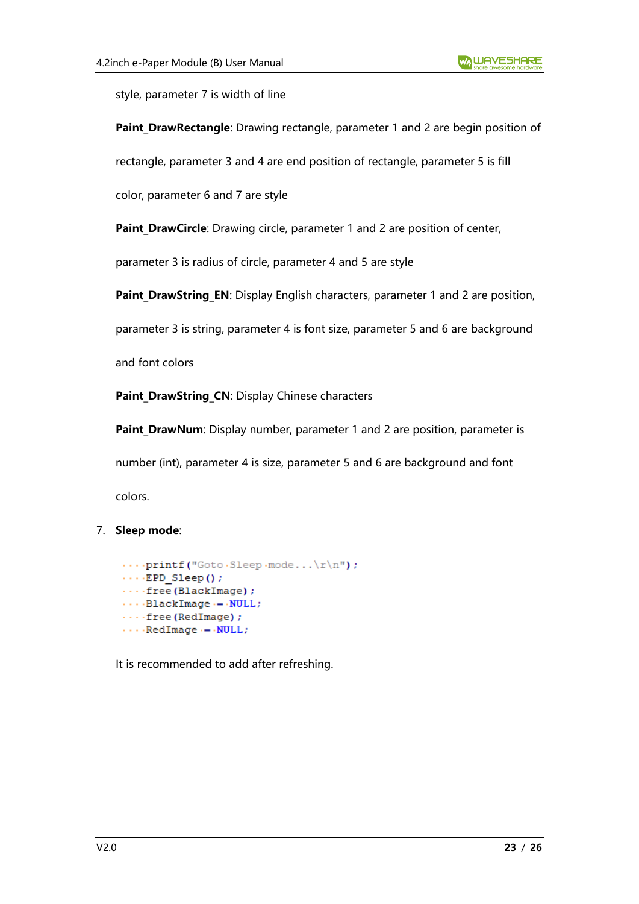style, parameter 7 is width of line

**Paint_DrawRectangle**: Drawing rectangle, parameter 1 and 2 are begin position of rectangle, parameter 3 and 4 are end position of rectangle, parameter 5 is fill color, parameter 6 and 7 are style

**Paint_DrawCircle**: Drawing circle, parameter 1 and 2 are position of center, parameter 3 is radius of circle, parameter 4 and 5 are style

**Paint_DrawString_EN**: Display English characters, parameter 1 and 2 are position, parameter 3 is string, parameter 4 is font size, parameter 5 and 6 are background and font colors

**Paint_DrawString_CN**: Display Chinese characters

**Paint_DrawNum**: Display number, parameter 1 and 2 are position, parameter is number (int), parameter 4 is size, parameter 5 and 6 are background and font colors.

7. **Sleep mode**:

```
    printf("Goto Sleep mode...\r\n");
    EPD_Sleep();
    free(BlackImage);
    BlackImage = NULL;
    free(RedImage);
    RedImage = NULL;
```

It is recommended to add after refreshing.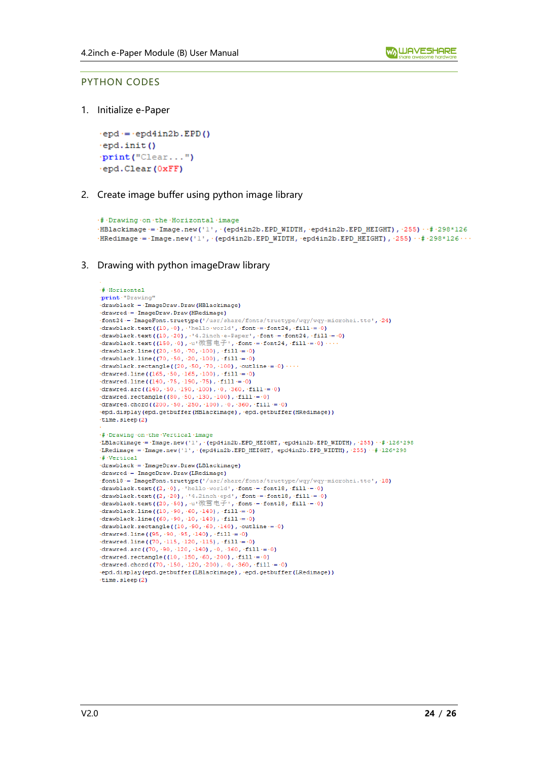## PYTHON CODES

1. Initialize e-Paper

```
epd = epd4in2b.EPD()
epd.init()
print("Clear...")
epd.Clear(0xFF)
```

2. Create image buffer using python image library

```
# Drawing on the Horizontal image
HBlackimage = Image.new('1', (epd4in2b.EPD_WIDTH, epd4in2b.EPD_HEIGHT), 255)  # 298*126
HRedimage = Image.new('1', (epd4in2b.EPD_WIDTH, epd4in2b.EPD_HEIGHT), 255)  # 298*126
```

3. Drawing with python imageDraw library

```
# Horizontal
print "Drawing"
drawblack = ImageDraw.Draw(HBlackimage)
drawred = ImageDraw.Draw(HRedimage)
font24 = ImageFont.truetype('/usr/share/fonts/truetype/wqy/wqy-microhei.ttc', 24)
drawblack.text((10, 0), 'hello world', font = font24, fill = 0)
drawblack.text((10, 20), '4.2inch e-Paper', font = font24, fill = 0)
drawblack.text((150, 0), u'微雪电子', font = font24, fill = 0)
drawblack.line((20, 50, 70, 100), fill = 0)
drawblack.line((70, 50, 20, 100), fill = 0)
drawblack.rectangle((20, 50, 70, 100), outline = 0)
drawred.line((165, 50, 165, 100), fill = 0)
drawred.line((140, 75, 190, 75), fill = 0)
drawred.arc((140, 50, 190, 100), 0, 360, fill = 0)
drawred.rectangle((80, 50, 130, 100), fill = 0)
drawred.chord((200, 50, 250, 100), 0, 360, fill = 0)
epd.display(epd.getbuffer(HBlackimage), epd.getbuffer(HRedimage))
time.sleep(2)

# Drawing on the Vertical image
LBlackimage = Image.new('1', (epd4in2b.EPD_HEIGHT, epd4in2b.EPD_WIDTH), 255)  # 126*298
LRedimage = Image.new('1', (epd4in2b.EPD_HEIGHT, epd4in2b.EPD_WIDTH), 255)  # 126*298
# Vertical
drawblack = ImageDraw.Draw(LBlackimage)
drawred = ImageDraw.Draw(LRedimage)
font18 = ImageFont.truetype('/usr/share/fonts/truetype/wqy/wqy-microhei.ttc', 18)
drawblack.text((2, 0), 'hello world', font = font18, fill = 0)
drawblack.text((2, 20), '4.2inch epd', font = font18, fill = 0)
drawblack.text((20, 50), u'微雪电子', font = font18, fill = 0)
drawblack.line((10, 90, 60, 140), fill = 0)
drawblack.line((60, 90, 10, 140), fill = 0)
drawblack.rectangle((10, 90, 60, 140), outline = 0)
drawred.line((95, 90, 95, 140), fill = 0)
drawred.line((70, 115, 120, 115), fill = 0)
drawred.arc((70, 90, 120, 140), 0, 360, fill = 0)
drawred.rectangle((10, 150, 60, 200), fill = 0)
drawred.chord((70, 150, 120, 200), 0, 360, fill = 0)
epd.display(epd.getbuffer(LBlackimage), epd.getbuffer(LRedimage))
time.sleep(2)
```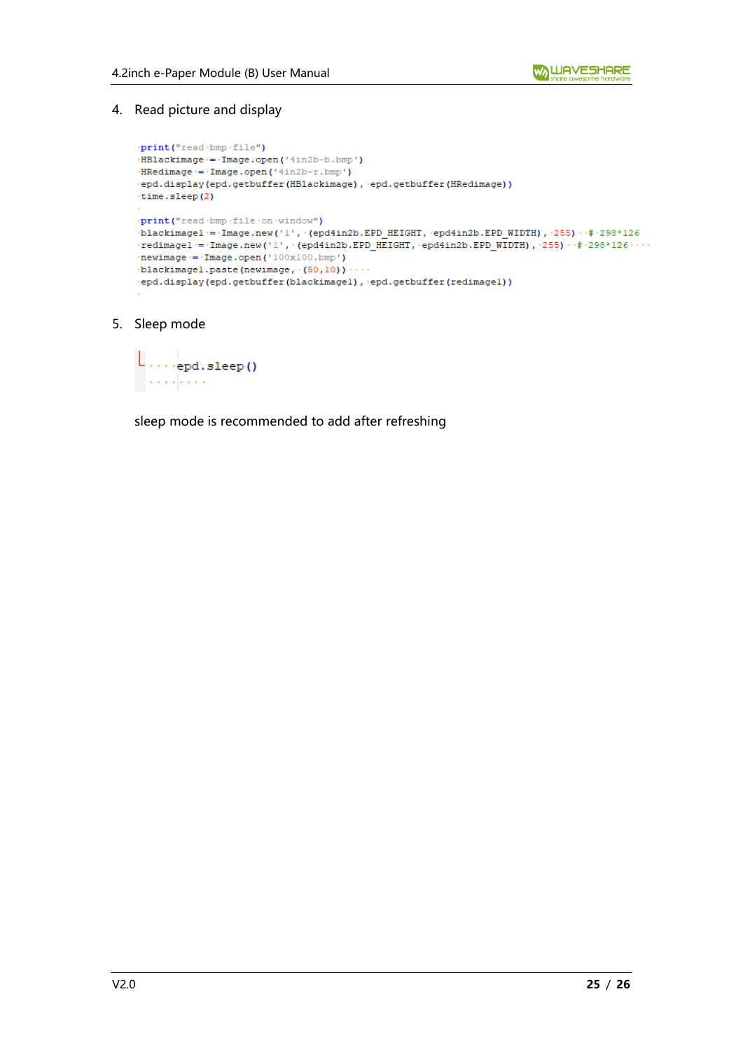4. Read picture and display

```
print("read bmp file")
HBlackimage = Image.open('4in2b-b.bmp')
HRedimage = Image.open('4in2b-r.bmp')
epd.display(epd.getbuffer(HBlackimage), epd.getbuffer(HRedimage))
time.sleep(2)

print("read bmp file on window")
blackimage1 = Image.new('1', (epd4in2b.EPD_HEIGHT, epd4in2b.EPD_WIDTH), 255)  # 298*126
redimage1 = Image.new('1', (epd4in2b.EPD_HEIGHT, epd4in2b.EPD_WIDTH), 255)  # 298*126
newimage = Image.open('100x100.bmp')
blackimage1.paste(newimage, (50,10))
epd.display(epd.getbuffer(blackimage1), epd.getbuffer(redimage1))
```

5. Sleep mode

```
    epd.sleep()
```

sleep mode is recommended to add after refreshing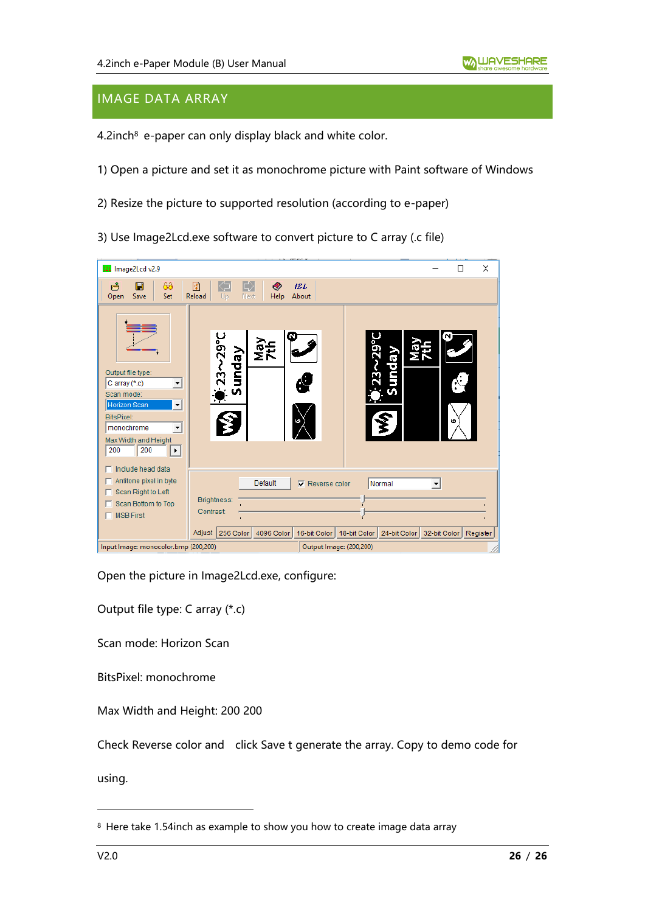## IMAGE DATA ARRAY

4.2inch[8] e-paper can only display black and white color.

1) Open a picture and set it as monochrome picture with Paint software of Windows

2) Resize the picture to supported resolution (according to e-paper)

3) Use Image2Lcd.exe software to convert picture to C array (.c file)

Open the picture in Image2Lcd.exe, configure:

Output file type: C array (*.c)

Scan mode: Horizon Scan

BitsPixel: monochrome

Max Width and Height: 200 200

Check Reverse color and click Save t generate the array. Copy to demo code for using.

[8] Here take 1.54inch as example to show you how to create image data array